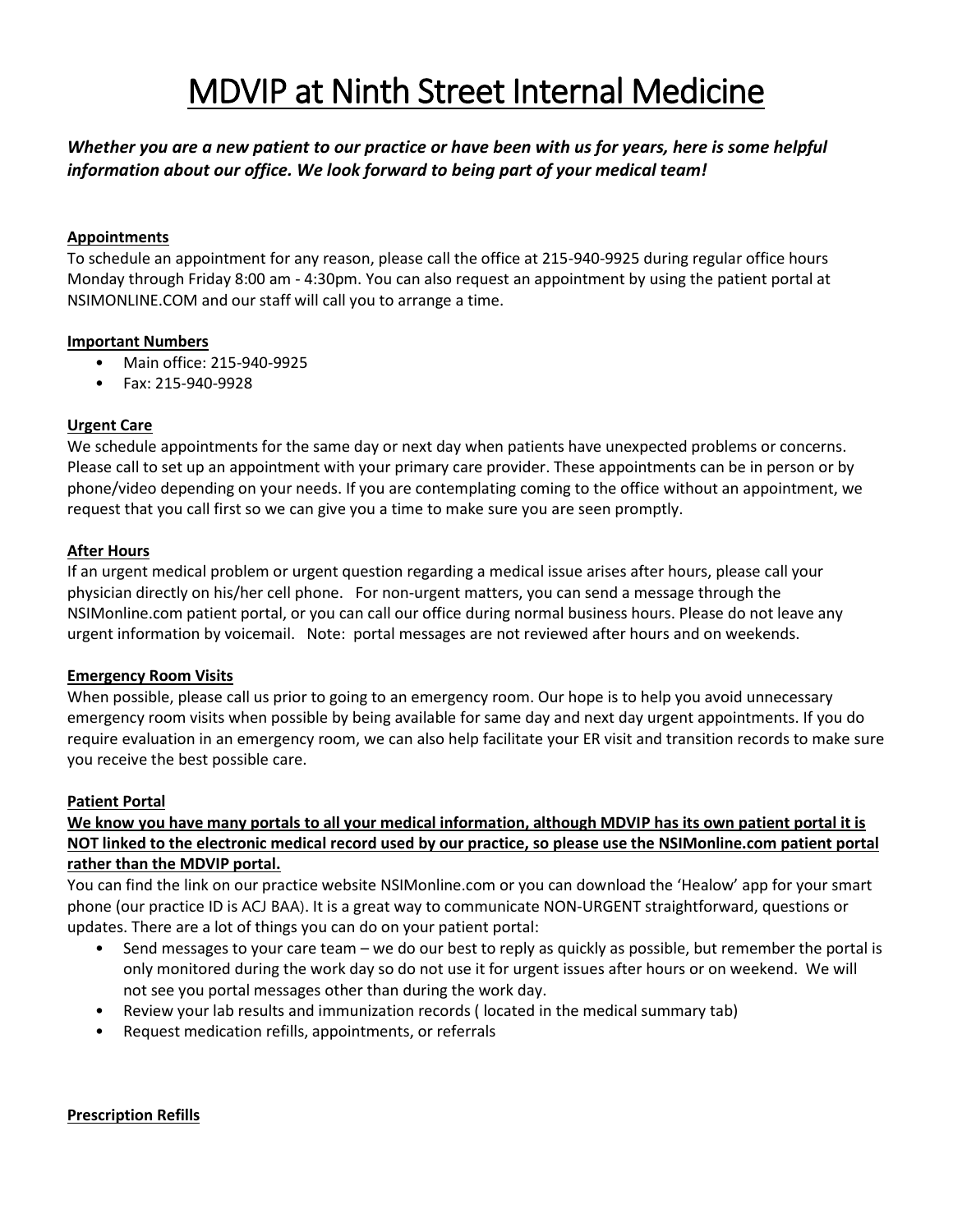# MDVIP at Ninth Street Internal Medicine

***Whether you are a new patient to our practice or have been with us for years, here is some helpful information about our office. We look forward to being part of your medical team!***

**Appointments**

To schedule an appointment for any reason, please call the office at 215-940-9925 during regular office hours Monday through Friday 8:00 am - 4:30pm. You can also request an appointment by using the patient portal at NSIMONLINE.COM and our staff will call you to arrange a time.

**Important Numbers**

- Main office: 215-940-9925
- Fax: 215-940-9928

**Urgent Care**

We schedule appointments for the same day or next day when patients have unexpected problems or concerns. Please call to set up an appointment with your primary care provider. These appointments can be in person or by phone/video depending on your needs. If you are contemplating coming to the office without an appointment, we request that you call first so we can give you a time to make sure you are seen promptly.

**After Hours**

If an urgent medical problem or urgent question regarding a medical issue arises after hours, please call your physician directly on his/her cell phone. For non-urgent matters, you can send a message through the NSIMonline.com patient portal, or you can call our office during normal business hours. Please do not leave any urgent information by voicemail. Note: portal messages are not reviewed after hours and on weekends.

**Emergency Room Visits**

When possible, please call us prior to going to an emergency room. Our hope is to help you avoid unnecessary emergency room visits when possible by being available for same day and next day urgent appointments. If you do require evaluation in an emergency room, we can also help facilitate your ER visit and transition records to make sure you receive the best possible care.

**Patient Portal**

**We know you have many portals to all your medical information, although MDVIP has its own patient portal it is NOT linked to the electronic medical record used by our practice, so please use the NSIMonline.com patient portal rather than the MDVIP portal.**

You can find the link on our practice website NSIMonline.com or you can download the 'Healow' app for your smart phone (our practice ID is ACJ BAA). It is a great way to communicate NON-URGENT straightforward, questions or updates. There are a lot of things you can do on your patient portal:

- Send messages to your care team – we do our best to reply as quickly as possible, but remember the portal is only monitored during the work day so do not use it for urgent issues after hours or on weekend. We will not see you portal messages other than during the work day.
- Review your lab results and immunization records ( located in the medical summary tab)
- Request medication refills, appointments, or referrals

**Prescription Refills**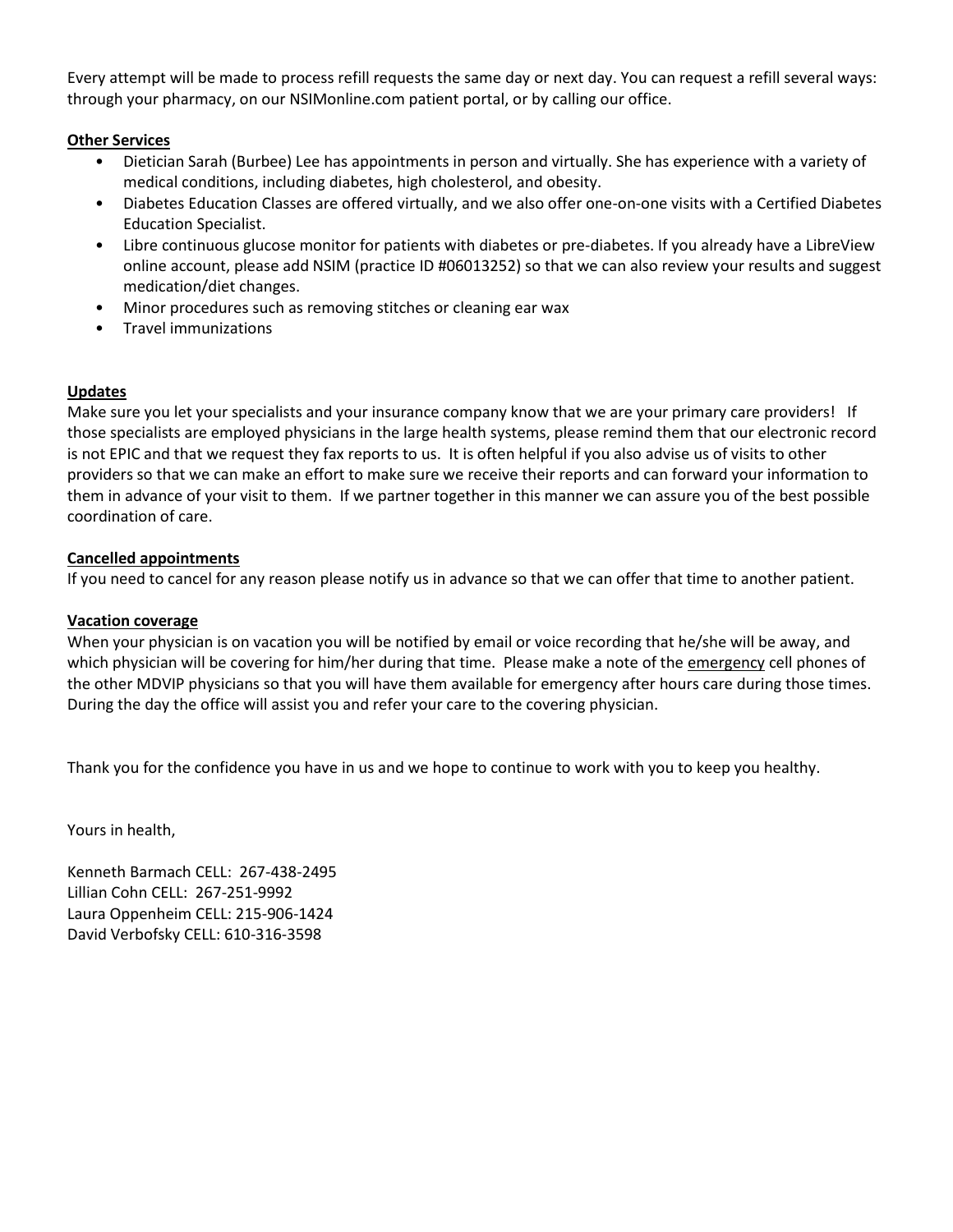Every attempt will be made to process refill requests the same day or next day. You can request a refill several ways: through your pharmacy, on our NSIMonline.com patient portal, or by calling our office.

## Other Services

- Dietician Sarah (Burbee) Lee has appointments in person and virtually. She has experience with a variety of medical conditions, including diabetes, high cholesterol, and obesity.
- Diabetes Education Classes are offered virtually, and we also offer one-on-one visits with a Certified Diabetes Education Specialist.
- Libre continuous glucose monitor for patients with diabetes or pre-diabetes. If you already have a LibreView online account, please add NSIM (practice ID #06013252) so that we can also review your results and suggest medication/diet changes.
- Minor procedures such as removing stitches or cleaning ear wax
- Travel immunizations

## Updates

Make sure you let your specialists and your insurance company know that we are your primary care providers! If those specialists are employed physicians in the large health systems, please remind them that our electronic record is not EPIC and that we request they fax reports to us. It is often helpful if you also advise us of visits to other providers so that we can make an effort to make sure we receive their reports and can forward your information to them in advance of your visit to them. If we partner together in this manner we can assure you of the best possible coordination of care.

## Cancelled appointments

If you need to cancel for any reason please notify us in advance so that we can offer that time to another patient.

## Vacation coverage

When your physician is on vacation you will be notified by email or voice recording that he/she will be away, and which physician will be covering for him/her during that time. Please make a note of the emergency cell phones of the other MDVIP physicians so that you will have them available for emergency after hours care during those times. During the day the office will assist you and refer your care to the covering physician.

Thank you for the confidence you have in us and we hope to continue to work with you to keep you healthy.

Yours in health,

Kenneth Barmach CELL: 267-438-2495
Lillian Cohn CELL: 267-251-9992
Laura Oppenheim CELL: 215-906-1424
David Verbofsky CELL: 610-316-3598